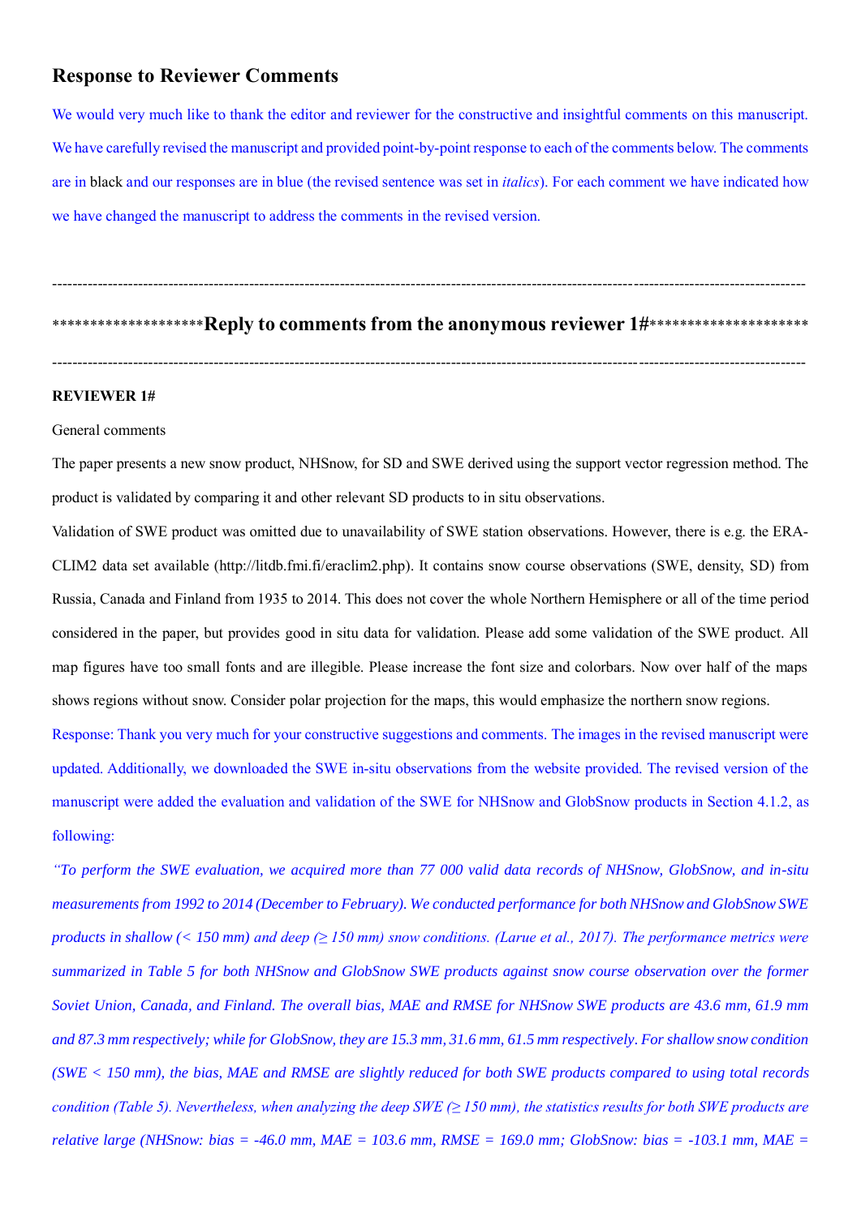## Response to Reviewer Comments

We would very much like to thank the editor and reviewer for the constructive and insightful comments on this manuscript. We have carefully revised the manuscript and provided point-by-point response to each of the comments below. The comments are in black and our responses are in blue (the revised sentence was set in *italics*). For each comment we have indicated how we have changed the manuscript to address the comments in the revised version.

---

\*\*\*\*\*\*\*\*\*\*\*\*\*\*\*\*\*\*\*\***Reply to comments from the anonymous reviewer 1#**\*\*\*\*\*\*\*\*\*\*\*\*\*\*\*\*\*\*\*\*

---

**REVIEWER 1#**

General comments

The paper presents a new snow product, NHSnow, for SD and SWE derived using the support vector regression method. The product is validated by comparing it and other relevant SD products to in situ observations.

Validation of SWE product was omitted due to unavailability of SWE station observations. However, there is e.g. the ERA-CLIM2 data set available (http://litdb.fmi.fi/eraclim2.php). It contains snow course observations (SWE, density, SD) from Russia, Canada and Finland from 1935 to 2014. This does not cover the whole Northern Hemisphere or all of the time period considered in the paper, but provides good in situ data for validation. Please add some validation of the SWE product. All map figures have too small fonts and are illegible. Please increase the font size and colorbars. Now over half of the maps shows regions without snow. Consider polar projection for the maps, this would emphasize the northern snow regions.

Response: Thank you very much for your constructive suggestions and comments. The images in the revised manuscript were updated. Additionally, we downloaded the SWE in-situ observations from the website provided. The revised version of the manuscript were added the evaluation and validation of the SWE for NHSnow and GlobSnow products in Section 4.1.2, as following:

*"To perform the SWE evaluation, we acquired more than 77 000 valid data records of NHSnow, GlobSnow, and in-situ measurements from 1992 to 2014 (December to February). We conducted performance for both NHSnow and GlobSnow SWE products in shallow (< 150 mm) and deep (≥ 150 mm) snow conditions. (Larue et al., 2017). The performance metrics were summarized in Table 5 for both NHSnow and GlobSnow SWE products against snow course observation over the former Soviet Union, Canada, and Finland. The overall bias, MAE and RMSE for NHSnow SWE products are 43.6 mm, 61.9 mm and 87.3 mm respectively; while for GlobSnow, they are 15.3 mm, 31.6 mm, 61.5 mm respectively. For shallow snow condition (SWE < 150 mm), the bias, MAE and RMSE are slightly reduced for both SWE products compared to using total records condition (Table 5). Nevertheless, when analyzing the deep SWE (≥ 150 mm), the statistics results for both SWE products are relative large (NHSnow: bias = -46.0 mm, MAE = 103.6 mm, RMSE = 169.0 mm; GlobSnow: bias = -103.1 mm, MAE =*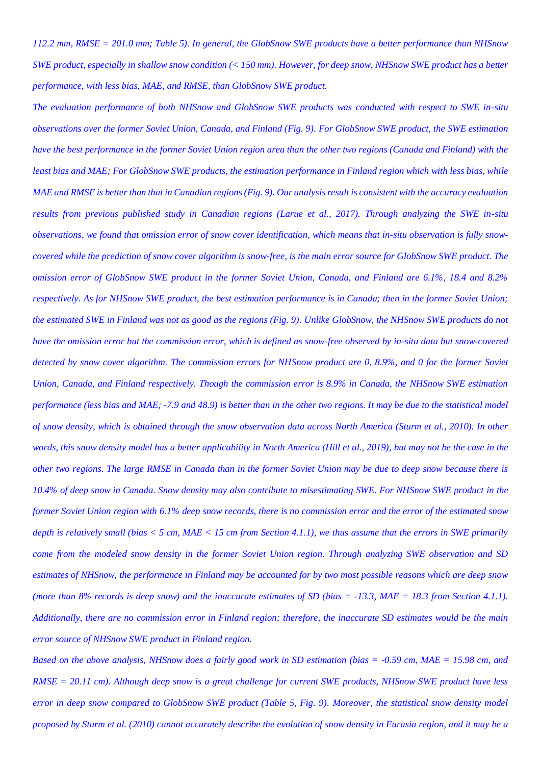*112.2 mm, RMSE = 201.0 mm; Table 5). In general, the GlobSnow SWE products have a better performance than NHSnow SWE product, especially in shallow snow condition (< 150 mm). However, for deep snow, NHSnow SWE product has a better performance, with less bias, MAE, and RMSE, than GlobSnow SWE product.*

*The evaluation performance of both NHSnow and GlobSnow SWE products was conducted with respect to SWE in-situ observations over the former Soviet Union, Canada, and Finland (Fig. 9). For GlobSnow SWE product, the SWE estimation have the best performance in the former Soviet Union region area than the other two regions (Canada and Finland) with the least bias and MAE; For GlobSnow SWE products, the estimation performance in Finland region which with less bias, while MAE and RMSE is better than that in Canadian regions (Fig. 9). Our analysis result is consistent with the accuracy evaluation results from previous published study in Canadian regions (Larue et al., 2017). Through analyzing the SWE in-situ observations, we found that omission error of snow cover identification, which means that in-situ observation is fully snow-covered while the prediction of snow cover algorithm is snow-free, is the main error source for GlobSnow SWE product. The omission error of GlobSnow SWE product in the former Soviet Union, Canada, and Finland are 6.1%, 18.4 and 8.2% respectively. As for NHSnow SWE product, the best estimation performance is in Canada; then in the former Soviet Union; the estimated SWE in Finland was not as good as the regions (Fig. 9). Unlike GlobSnow, the NHSnow SWE products do not have the omission error but the commission error, which is defined as snow-free observed by in-situ data but snow-covered detected by snow cover algorithm. The commission errors for NHSnow product are 0, 8.9%, and 0 for the former Soviet Union, Canada, and Finland respectively. Though the commission error is 8.9% in Canada, the NHSnow SWE estimation performance (less bias and MAE; -7.9 and 48.9) is better than in the other two regions. It may be due to the statistical model of snow density, which is obtained through the snow observation data across North America (Sturm et al., 2010). In other words, this snow density model has a better applicability in North America (Hill et al., 2019), but may not be the case in the other two regions. The large RMSE in Canada than in the former Soviet Union may be due to deep snow because there is 10.4% of deep snow in Canada. Snow density may also contribute to misestimating SWE. For NHSnow SWE product in the former Soviet Union region with 6.1% deep snow records, there is no commission error and the error of the estimated snow depth is relatively small (bias < 5 cm, MAE < 15 cm from Section 4.1.1), we thus assume that the errors in SWE primarily come from the modeled snow density in the former Soviet Union region. Through analyzing SWE observation and SD estimates of NHSnow, the performance in Finland may be accounted for by two most possible reasons which are deep snow (more than 8% records is deep snow) and the inaccurate estimates of SD (bias = -13.3, MAE = 18.3 from Section 4.1.1). Additionally, there are no commission error in Finland region; therefore, the inaccurate SD estimates would be the main error source of NHSnow SWE product in Finland region.*

*Based on the above analysis, NHSnow does a fairly good work in SD estimation (bias = -0.59 cm, MAE = 15.98 cm, and RMSE = 20.11 cm). Although deep snow is a great challenge for current SWE products, NHSnow SWE product have less error in deep snow compared to GlobSnow SWE product (Table 5, Fig. 9). Moreover, the statistical snow density model proposed by Sturm et al. (2010) cannot accurately describe the evolution of snow density in Eurasia region, and it may be a*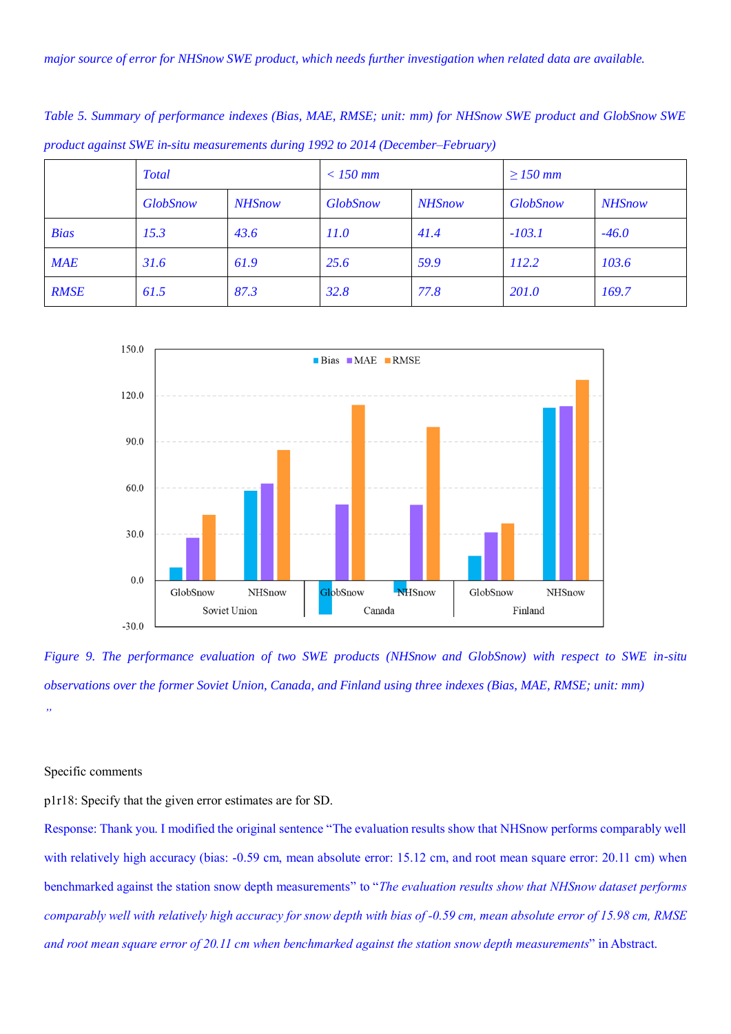*major source of error for NHSnow SWE product, which needs further investigation when related data are available.*

*Table 5. Summary of performance indexes (Bias, MAE, RMSE; unit: mm) for NHSnow SWE product and GlobSnow SWE product against SWE in-situ measurements during 1992 to 2014 (December–February)*

| | *Total* | | *< 150 mm* | | *≥ 150 mm* | |
|---|---|---|---|---|---|---|
| | *GlobSnow* | *NHSnow* | *GlobSnow* | *NHSnow* | *GlobSnow* | *NHSnow* |
| *Bias* | *15.3* | *43.6* | *11.0* | *41.4* | *-103.1* | *-46.0* |
| *MAE* | *31.6* | *61.9* | *25.6* | *59.9* | *112.2* | *103.6* |
| *RMSE* | *61.5* | *87.3* | *32.8* | *77.8* | *201.0* | *169.7* |

*Figure 9. The performance evaluation of two SWE products (NHSnow and GlobSnow) with respect to SWE in-situ observations over the former Soviet Union, Canada, and Finland using three indexes (Bias, MAE, RMSE; unit: mm)*

"

Specific comments

p1r18: Specify that the given error estimates are for SD.

Response: Thank you. I modified the original sentence "The evaluation results show that NHSnow performs comparably well with relatively high accuracy (bias: -0.59 cm, mean absolute error: 15.12 cm, and root mean square error: 20.11 cm) when benchmarked against the station snow depth measurements" to "*The evaluation results show that NHSnow dataset performs comparably well with relatively high accuracy for snow depth with bias of -0.59 cm, mean absolute error of 15.98 cm, RMSE and root mean square error of 20.11 cm when benchmarked against the station snow depth measurements*" in Abstract.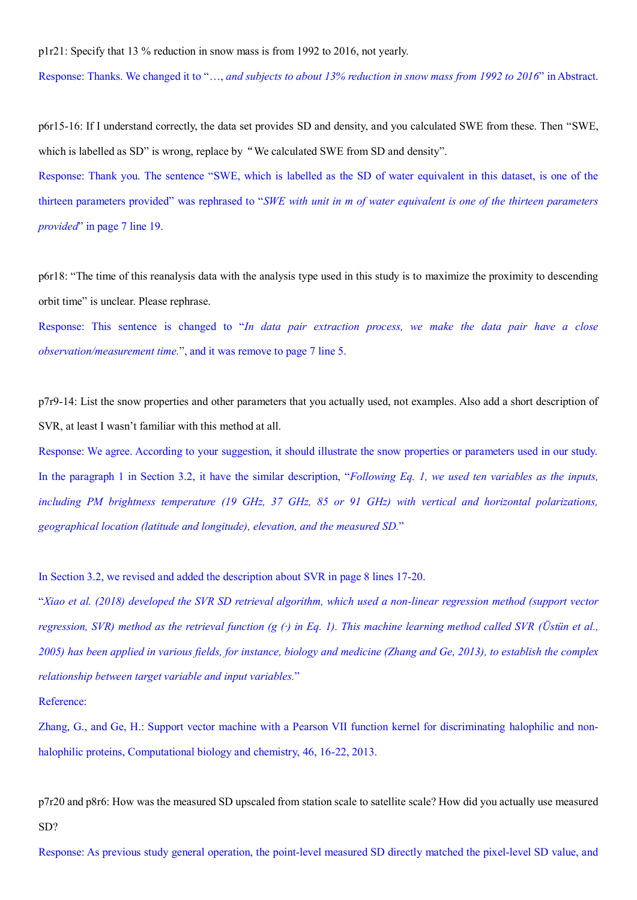p1r21: Specify that 13 % reduction in snow mass is from 1992 to 2016, not yearly.

Response: Thanks. We changed it to "…, *and subjects to about 13% reduction in snow mass from 1992 to 2016*" in Abstract.

p6r15-16: If I understand correctly, the data set provides SD and density, and you calculated SWE from these. Then "SWE, which is labelled as SD" is wrong, replace by "We calculated SWE from SD and density".

Response: Thank you. The sentence "SWE, which is labelled as the SD of water equivalent in this dataset, is one of the thirteen parameters provided" was rephrased to "*SWE with unit in m of water equivalent is one of the thirteen parameters provided*" in page 7 line 19.

p6r18: "The time of this reanalysis data with the analysis type used in this study is to maximize the proximity to descending orbit time" is unclear. Please rephrase.

Response: This sentence is changed to "*In data pair extraction process, we make the data pair have a close observation/measurement time.*", and it was remove to page 7 line 5.

p7r9-14: List the snow properties and other parameters that you actually used, not examples. Also add a short description of SVR, at least I wasn't familiar with this method at all.

Response: We agree. According to your suggestion, it should illustrate the snow properties or parameters used in our study. In the paragraph 1 in Section 3.2, it have the similar description, "*Following Eq. 1, we used ten variables as the inputs, including PM brightness temperature (19 GHz, 37 GHz, 85 or 91 GHz) with vertical and horizontal polarizations, geographical location (latitude and longitude), elevation, and the measured SD.*"

In Section 3.2, we revised and added the description about SVR in page 8 lines 17-20.

"*Xiao et al. (2018) developed the SVR SD retrieval algorithm, which used a non-linear regression method (support vector regression, SVR) method as the retrieval function (g (·) in Eq. 1). This machine learning method called SVR (Üstün et al., 2005) has been applied in various fields, for instance, biology and medicine (Zhang and Ge, 2013), to establish the complex relationship between target variable and input variables.*"

Reference:

Zhang, G., and Ge, H.: Support vector machine with a Pearson VII function kernel for discriminating halophilic and non-halophilic proteins, Computational biology and chemistry, 46, 16-22, 2013.

p7r20 and p8r6: How was the measured SD upscaled from station scale to satellite scale? How did you actually use measured SD?

Response: As previous study general operation, the point-level measured SD directly matched the pixel-level SD value, and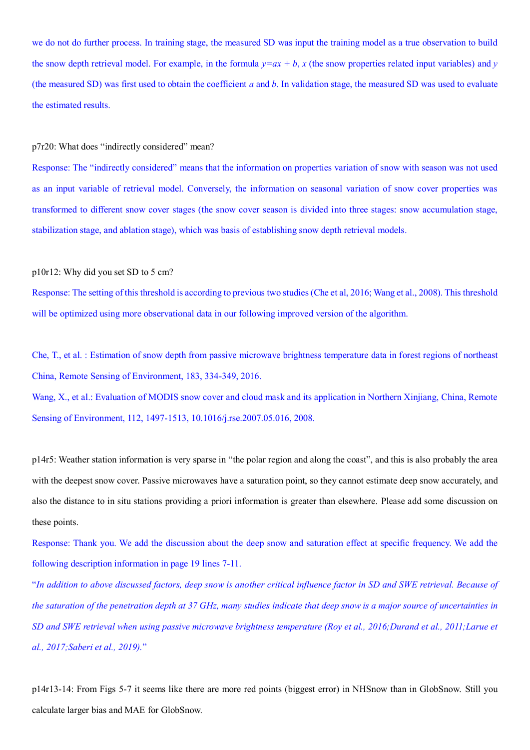we do not do further process. In training stage, the measured SD was input the training model as a true observation to build the snow depth retrieval model. For example, in the formula $y=ax+b$, $x$ (the snow properties related input variables) and $y$ (the measured SD) was first used to obtain the coefficient $a$ and $b$. In validation stage, the measured SD was used to evaluate the estimated results.

p7r20: What does "indirectly considered" mean?

Response: The "indirectly considered" means that the information on properties variation of snow with season was not used as an input variable of retrieval model. Conversely, the information on seasonal variation of snow cover properties was transformed to different snow cover stages (the snow cover season is divided into three stages: snow accumulation stage, stabilization stage, and ablation stage), which was basis of establishing snow depth retrieval models.

p10r12: Why did you set SD to 5 cm?

Response: The setting of this threshold is according to previous two studies (Che et al, 2016; Wang et al., 2008). This threshold will be optimized using more observational data in our following improved version of the algorithm.

Che, T., et al. : Estimation of snow depth from passive microwave brightness temperature data in forest regions of northeast China, Remote Sensing of Environment, 183, 334-349, 2016.

Wang, X., et al.: Evaluation of MODIS snow cover and cloud mask and its application in Northern Xinjiang, China, Remote Sensing of Environment, 112, 1497-1513, 10.1016/j.rse.2007.05.016, 2008.

p14r5: Weather station information is very sparse in "the polar region and along the coast", and this is also probably the area with the deepest snow cover. Passive microwaves have a saturation point, so they cannot estimate deep snow accurately, and also the distance to in situ stations providing a priori information is greater than elsewhere. Please add some discussion on these points.

Response: Thank you. We add the discussion about the deep snow and saturation effect at specific frequency. We add the following description information in page 19 lines 7-11.

"*In addition to above discussed factors, deep snow is another critical influence factor in SD and SWE retrieval. Because of the saturation of the penetration depth at 37 GHz, many studies indicate that deep snow is a major source of uncertainties in SD and SWE retrieval when using passive microwave brightness temperature (Roy et al., 2016;Durand et al., 2011;Larue et al., 2017;Saberi et al., 2019).*"

p14r13-14: From Figs 5-7 it seems like there are more red points (biggest error) in NHSnow than in GlobSnow. Still you calculate larger bias and MAE for GlobSnow.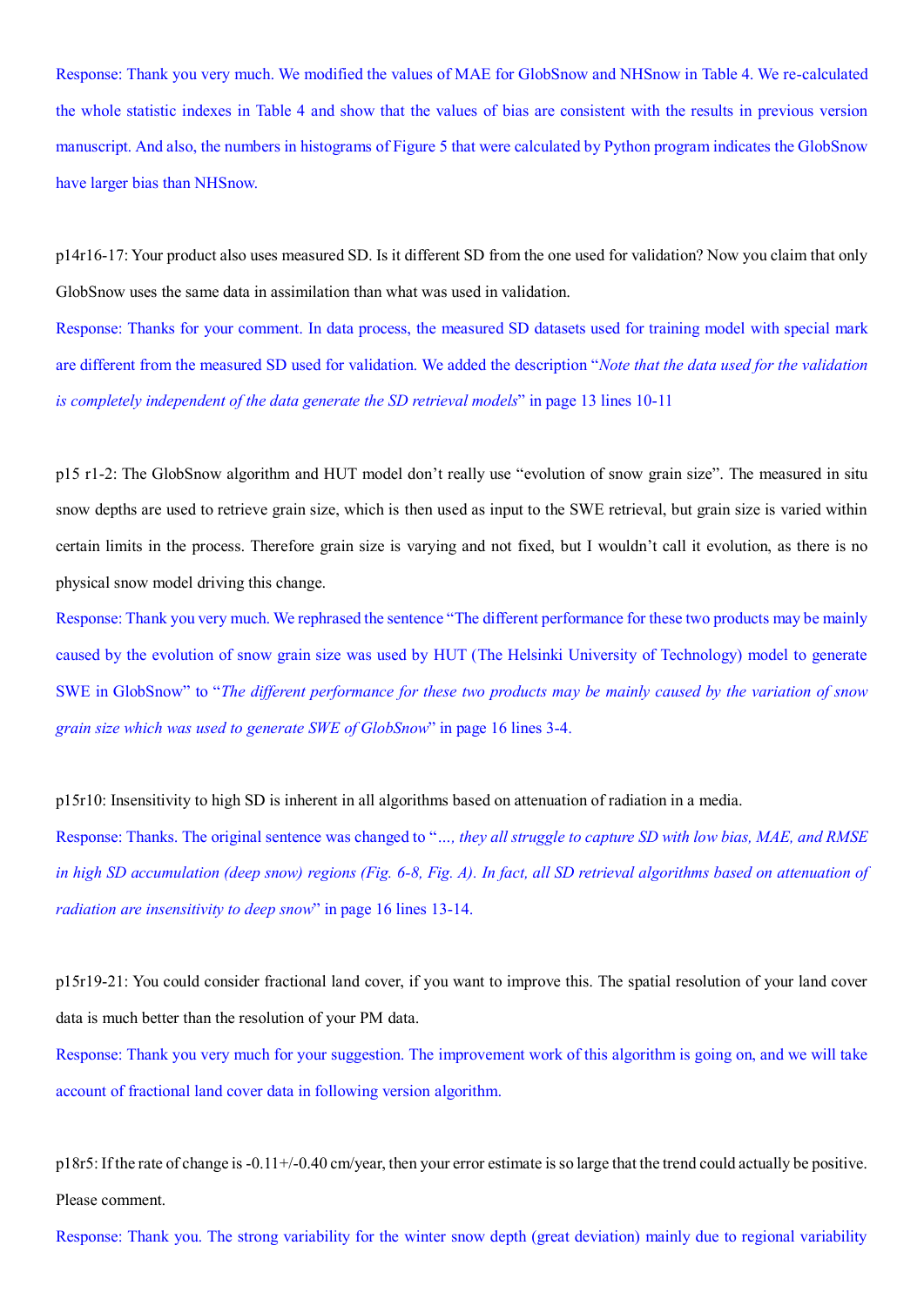Response: Thank you very much. We modified the values of MAE for GlobSnow and NHSnow in Table 4. We re-calculated the whole statistic indexes in Table 4 and show that the values of bias are consistent with the results in previous version manuscript. And also, the numbers in histograms of Figure 5 that were calculated by Python program indicates the GlobSnow have larger bias than NHSnow.

p14r16-17: Your product also uses measured SD. Is it different SD from the one used for validation? Now you claim that only GlobSnow uses the same data in assimilation than what was used in validation.

Response: Thanks for your comment. In data process, the measured SD datasets used for training model with special mark are different from the measured SD used for validation. We added the description "*Note that the data used for the validation is completely independent of the data generate the SD retrieval models*" in page 13 lines 10-11

p15 r1-2: The GlobSnow algorithm and HUT model don't really use "evolution of snow grain size". The measured in situ snow depths are used to retrieve grain size, which is then used as input to the SWE retrieval, but grain size is varied within certain limits in the process. Therefore grain size is varying and not fixed, but I wouldn't call it evolution, as there is no physical snow model driving this change.

Response: Thank you very much. We rephrased the sentence "The different performance for these two products may be mainly caused by the evolution of snow grain size was used by HUT (The Helsinki University of Technology) model to generate SWE in GlobSnow" to "*The different performance for these two products may be mainly caused by the variation of snow grain size which was used to generate SWE of GlobSnow*" in page 16 lines 3-4.

p15r10: Insensitivity to high SD is inherent in all algorithms based on attenuation of radiation in a media.

Response: Thanks. The original sentence was changed to "*..., they all struggle to capture SD with low bias, MAE, and RMSE in high SD accumulation (deep snow) regions (Fig. 6-8, Fig. A). In fact, all SD retrieval algorithms based on attenuation of radiation are insensitivity to deep snow*" in page 16 lines 13-14.

p15r19-21: You could consider fractional land cover, if you want to improve this. The spatial resolution of your land cover data is much better than the resolution of your PM data.

Response: Thank you very much for your suggestion. The improvement work of this algorithm is going on, and we will take account of fractional land cover data in following version algorithm.

p18r5: If the rate of change is -0.11+/-0.40 cm/year, then your error estimate is so large that the trend could actually be positive. Please comment.

Response: Thank you. The strong variability for the winter snow depth (great deviation) mainly due to regional variability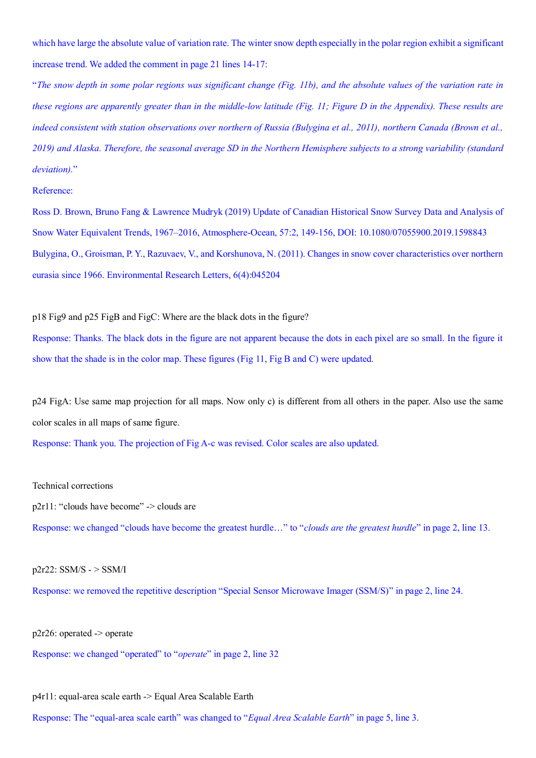which have large the absolute value of variation rate. The winter snow depth especially in the polar region exhibit a significant increase trend. We added the comment in page 21 lines 14-17:

"*The snow depth in some polar regions was significant change (Fig. 11b), and the absolute values of the variation rate in these regions are apparently greater than in the middle-low latitude (Fig. 11; Figure D in the Appendix). These results are indeed consistent with station observations over northern of Russia (Bulygina et al., 2011), northern Canada (Brown et al., 2019) and Alaska. Therefore, the seasonal average SD in the Northern Hemisphere subjects to a strong variability (standard deviation).*"

Reference:

Ross D. Brown, Bruno Fang & Lawrence Mudryk (2019) Update of Canadian Historical Snow Survey Data and Analysis of Snow Water Equivalent Trends, 1967–2016, Atmosphere-Ocean, 57:2, 149-156, DOI: 10.1080/07055900.2019.1598843

Bulygina, O., Groisman, P. Y., Razuvaev, V., and Korshunova, N. (2011). Changes in snow cover characteristics over northern eurasia since 1966. Environmental Research Letters, 6(4):045204

p18 Fig9 and p25 FigB and FigC: Where are the black dots in the figure?

Response: Thanks. The black dots in the figure are not apparent because the dots in each pixel are so small. In the figure it show that the shade is in the color map. These figures (Fig 11, Fig B and C) were updated.

p24 FigA: Use same map projection for all maps. Now only c) is different from all others in the paper. Also use the same color scales in all maps of same figure.

Response: Thank you. The projection of Fig A-c was revised. Color scales are also updated.

Technical corrections

p2r11: "clouds have become" -> clouds are

Response: we changed "clouds have become the greatest hurdle…" to "*clouds are the greatest hurdle*" in page 2, line 13.

p2r22: SSM/S - > SSM/I

Response: we removed the repetitive description "Special Sensor Microwave Imager (SSM/S)" in page 2, line 24.

p2r26: operated -> operate

Response: we changed "operated" to "*operate*" in page 2, line 32

p4r11: equal-area scale earth -> Equal Area Scalable Earth

Response: The "equal-area scale earth" was changed to "*Equal Area Scalable Earth*" in page 5, line 3.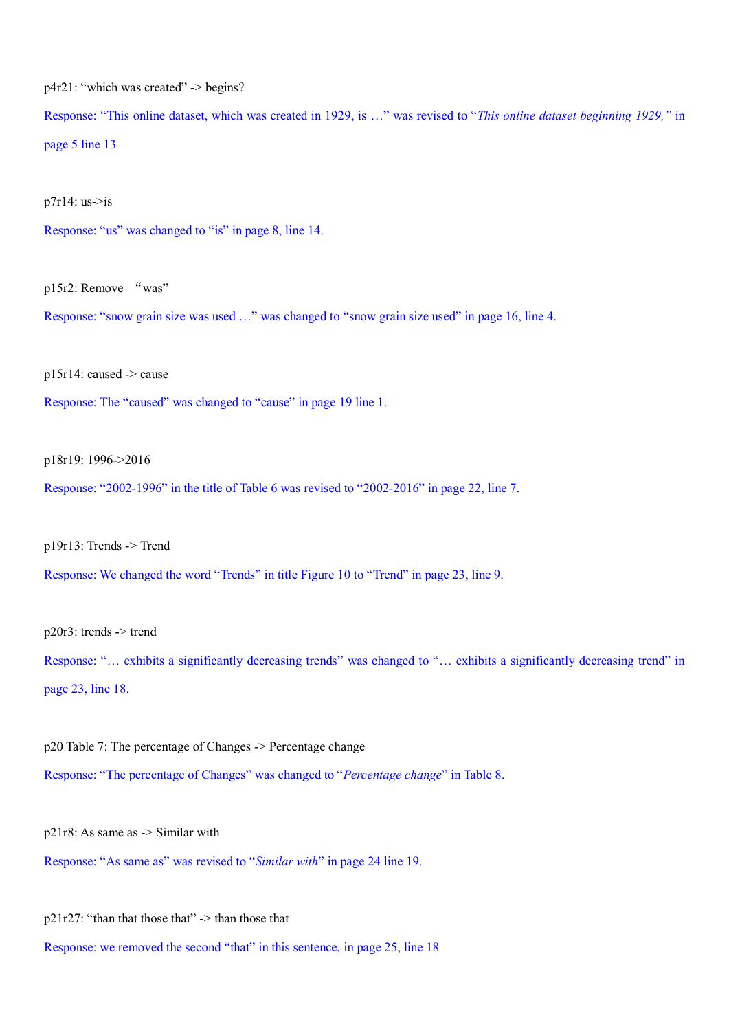p4r21: “which was created” -> begins?

Response: “This online dataset, which was created in 1929, is …” was revised to “*This online dataset beginning 1929,”* in page 5 line 13

p7r14: us->is

Response: “us” was changed to “is” in page 8, line 14.

p15r2: Remove “was”

Response: “snow grain size was used …” was changed to “snow grain size used” in page 16, line 4.

p15r14: caused -> cause

Response: The “caused” was changed to “cause” in page 19 line 1.

p18r19: 1996->2016

Response: “2002-1996” in the title of Table 6 was revised to “2002-2016” in page 22, line 7.

p19r13: Trends -> Trend

Response: We changed the word “Trends” in title Figure 10 to “Trend” in page 23, line 9.

p20r3: trends -> trend

Response: “… exhibits a significantly decreasing trends” was changed to “… exhibits a significantly decreasing trend” in page 23, line 18.

p20 Table 7: The percentage of Changes -> Percentage change

Response: “The percentage of Changes” was changed to “*Percentage change*” in Table 8.

p21r8: As same as -> Similar with

Response: “As same as” was revised to “*Similar with*” in page 24 line 19.

p21r27: “than that those that” -> than those that

Response: we removed the second “that” in this sentence, in page 25, line 18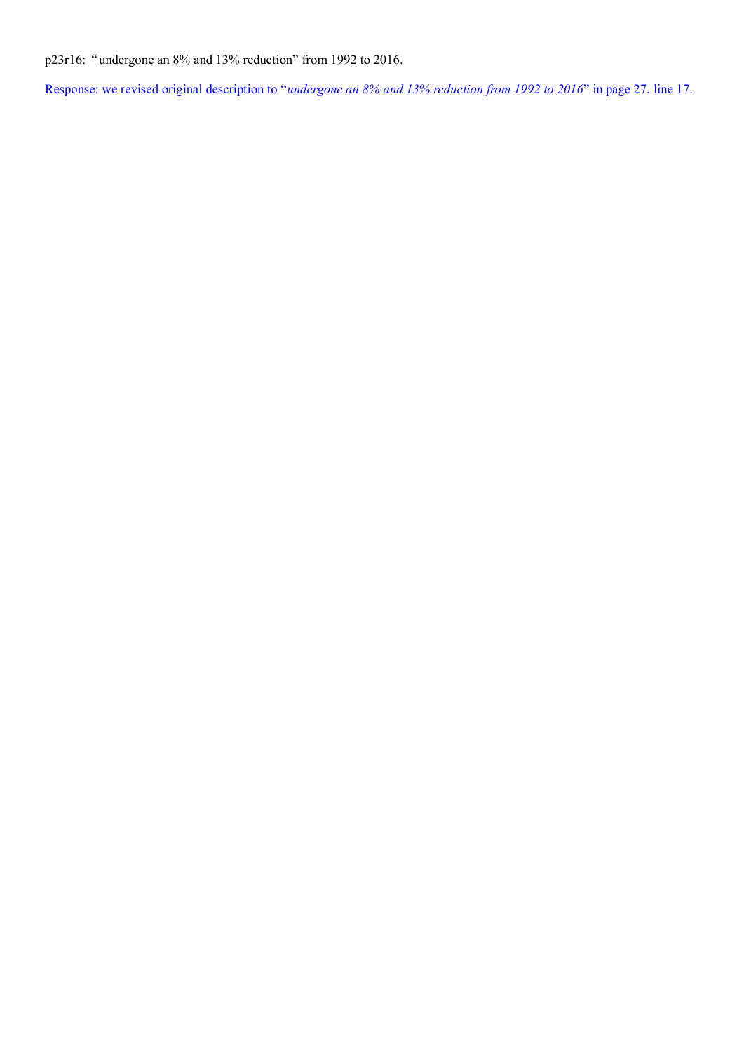p23r16: “undergone an 8% and 13% reduction” from 1992 to 2016.

Response: we revised original description to “*undergone an 8% and 13% reduction from 1992 to 2016*” in page 27, line 17.